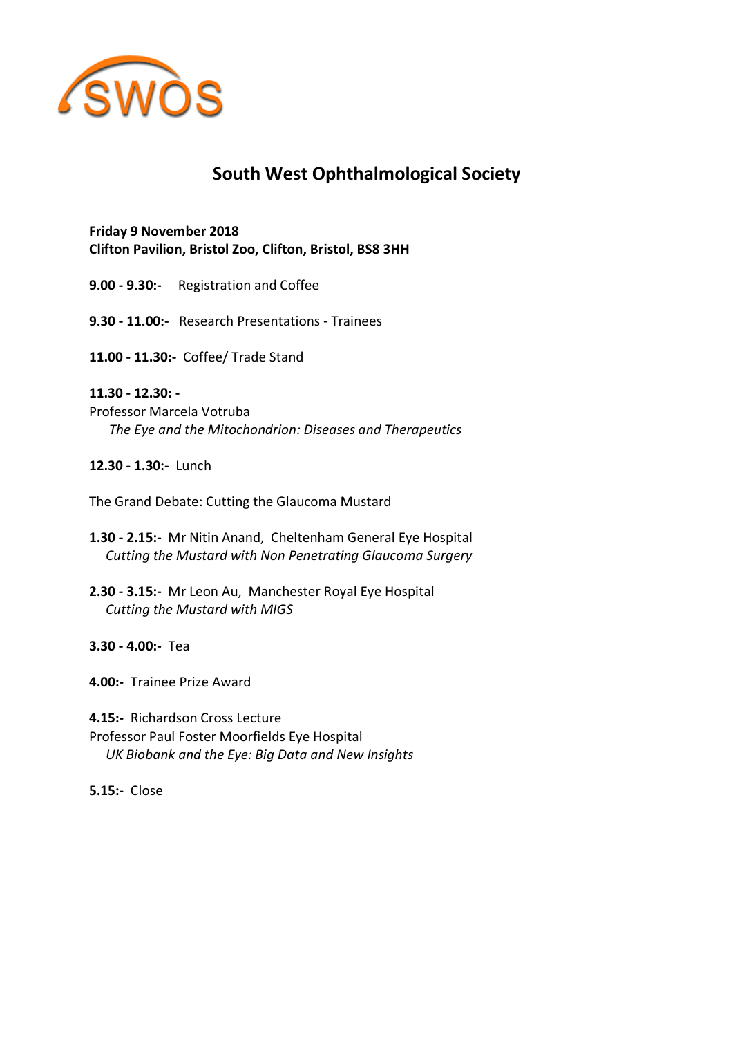SWOS

# South West Ophthalmological Society

**Friday 9 November 2018**
**Clifton Pavilion, Bristol Zoo, Clifton, Bristol, BS8 3HH**

**9.00 - 9.30:-** Registration and Coffee

**9.30 - 11.00:-** Research Presentations - Trainees

**11.00 - 11.30:-** Coffee/ Trade Stand

**11.30 - 12.30: -**
Professor Marcela Votruba
*The Eye and the Mitochondrion: Diseases and Therapeutics*

**12.30 - 1.30:-** Lunch

The Grand Debate: Cutting the Glaucoma Mustard

**1.30 - 2.15:-** Mr Nitin Anand, Cheltenham General Eye Hospital
*Cutting the Mustard with Non Penetrating Glaucoma Surgery*

**2.30 - 3.15:-** Mr Leon Au, Manchester Royal Eye Hospital
*Cutting the Mustard with MIGS*

**3.30 - 4.00:-** Tea

**4.00:-** Trainee Prize Award

**4.15:-** Richardson Cross Lecture
Professor Paul Foster Moorfields Eye Hospital
*UK Biobank and the Eye: Big Data and New Insights*

**5.15:-** Close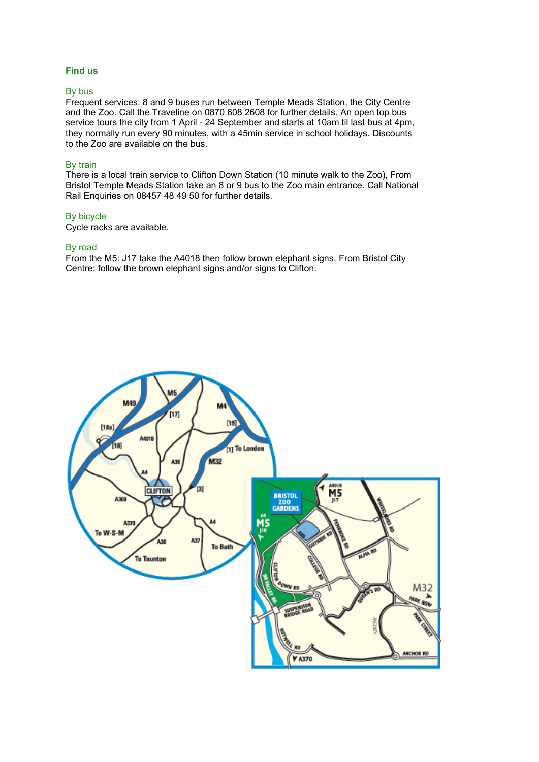## Find us

### By bus

Frequent services: 8 and 9 buses run between Temple Meads Station, the City Centre and the Zoo. Call the Traveline on 0870 608 2608 for further details. An open top bus service tours the city from 1 April - 24 September and starts at 10am til last bus at 4pm, they normally run every 90 minutes, with a 45min service in school holidays. Discounts to the Zoo are available on the bus.

### By train

There is a local train service to Clifton Down Station (10 minute walk to the Zoo), From Bristol Temple Meads Station take an 8 or 9 bus to the Zoo main entrance. Call National Rail Enquiries on 08457 48 49 50 for further details.

### By bicycle

Cycle racks are available.

### By road

From the M5: J17 take the A4018 then follow brown elephant signs. From Bristol City Centre: follow the brown elephant signs and/or signs to Clifton.

M5
M49
M4
[17]
[19]
[18a]
[18]
A4018
[1] To London
A38
M32
A4
CLIFTON
[3]
A369
A370
A4
To W-S-M
A38
A37
To Bath
To Taunton

BRISTOL ZOO GARDENS
A4018
M5
J17
A4
M5
J18
WHITELADIES RD
PEMBROKE RD
GUTHRIE RD
ALMA RD
COLLEGE RD
CLIFTON DOWN RD
PORTWAY
QUEEN'S RD
M32
PARK ROW
SUSPENSION BRIDGE ROAD
PARK STREET
HOTWELL RD
ANCHOR RD
A370